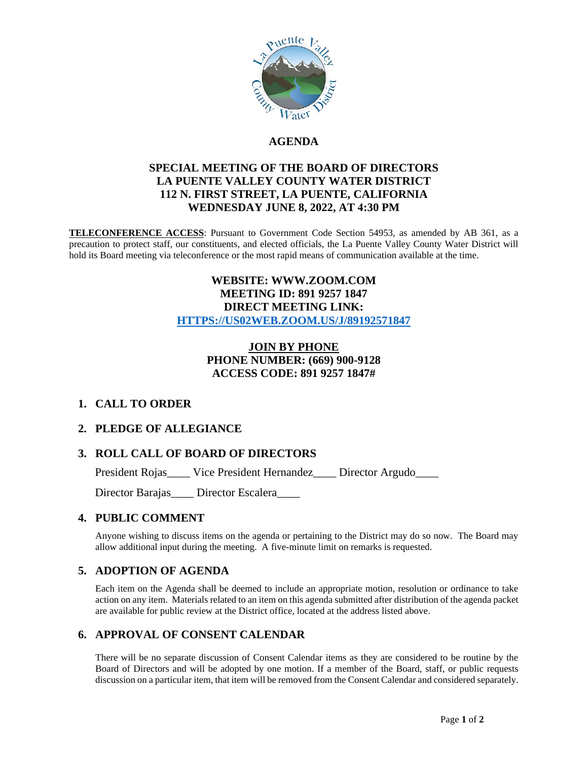# AGENDA

## SPECIAL MEETING OF THE BOARD OF DIRECTORS
## LA PUENTE VALLEY COUNTY WATER DISTRICT
## 112 N. FIRST STREET, LA PUENTE, CALIFORNIA
## WEDNESDAY JUNE 8, 2022, AT 4:30 PM

**TELECONFERENCE ACCESS**: Pursuant to Government Code Section 54953, as amended by AB 361, as a precaution to protect staff, our constituents, and elected officials, the La Puente Valley County Water District will hold its Board meeting via teleconference or the most rapid means of communication available at the time.

**WEBSITE: WWW.ZOOM.COM**
**MEETING ID: 891 9257 1847**
**DIRECT MEETING LINK:**
**[HTTPS://US02WEB.ZOOM.US/J/89192571847](HTTPS://US02WEB.ZOOM.US/J/89192571847)**

**JOIN BY PHONE**
**PHONE NUMBER: (669) 900-9128**
**ACCESS CODE: 891 9257 1847#**

### 1. CALL TO ORDER

### 2. PLEDGE OF ALLEGIANCE

### 3. ROLL CALL OF BOARD OF DIRECTORS

President Rojas____ Vice President Hernandez____ Director Argudo____

Director Barajas____ Director Escalera____

### 4. PUBLIC COMMENT

Anyone wishing to discuss items on the agenda or pertaining to the District may do so now. The Board may allow additional input during the meeting. A five-minute limit on remarks is requested.

### 5. ADOPTION OF AGENDA

Each item on the Agenda shall be deemed to include an appropriate motion, resolution or ordinance to take action on any item. Materials related to an item on this agenda submitted after distribution of the agenda packet are available for public review at the District office, located at the address listed above.

### 6. APPROVAL OF CONSENT CALENDAR

There will be no separate discussion of Consent Calendar items as they are considered to be routine by the Board of Directors and will be adopted by one motion. If a member of the Board, staff, or public requests discussion on a particular item, that item will be removed from the Consent Calendar and considered separately.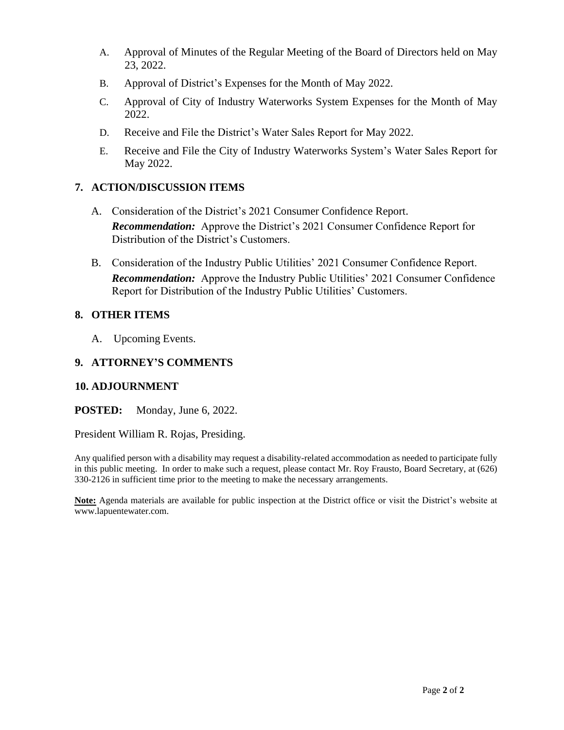A. Approval of Minutes of the Regular Meeting of the Board of Directors held on May 23, 2022.

B. Approval of District's Expenses for the Month of May 2022.

C. Approval of City of Industry Waterworks System Expenses for the Month of May 2022.

D. Receive and File the District's Water Sales Report for May 2022.

E. Receive and File the City of Industry Waterworks System's Water Sales Report for May 2022.

## 7. ACTION/DISCUSSION ITEMS

A. Consideration of the District's 2021 Consumer Confidence Report.
***Recommendation:*** Approve the District's 2021 Consumer Confidence Report for Distribution of the District's Customers.

B. Consideration of the Industry Public Utilities' 2021 Consumer Confidence Report.
***Recommendation:*** Approve the Industry Public Utilities' 2021 Consumer Confidence Report for Distribution of the Industry Public Utilities' Customers.

## 8. OTHER ITEMS

A. Upcoming Events.

## 9. ATTORNEY'S COMMENTS

## 10. ADJOURNMENT

**POSTED:** Monday, June 6, 2022.

President William R. Rojas, Presiding.

Any qualified person with a disability may request a disability-related accommodation as needed to participate fully in this public meeting. In order to make such a request, please contact Mr. Roy Frausto, Board Secretary, at (626) 330-2126 in sufficient time prior to the meeting to make the necessary arrangements.

**Note:** Agenda materials are available for public inspection at the District office or visit the District's website at www.lapuentewater.com.